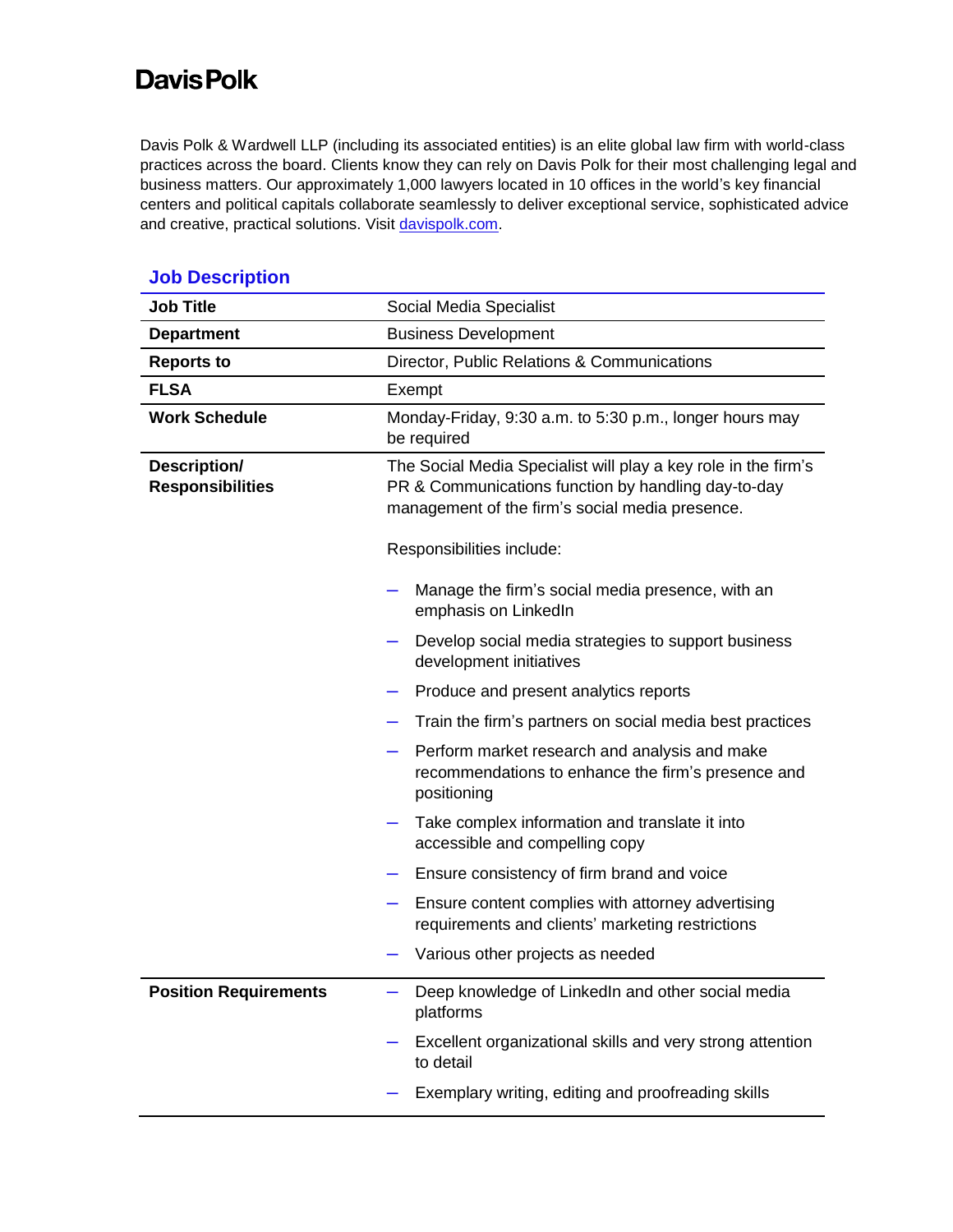**Davis Polk**

Davis Polk & Wardwell LLP (including its associated entities) is an elite global law firm with world-class practices across the board. Clients know they can rely on Davis Polk for their most challenging legal and business matters. Our approximately 1,000 lawyers located in 10 offices in the world's key financial centers and political capitals collaborate seamlessly to deliver exceptional service, sophisticated advice and creative, practical solutions. Visit [davispolk.com](https://www.davispolk.com).

## Job Description

| | |
|---|---|
| **Job Title** | Social Media Specialist |
| **Department** | Business Development |
| **Reports to** | Director, Public Relations & Communications |
| **FLSA** | Exempt |
| **Work Schedule** | Monday-Friday, 9:30 a.m. to 5:30 p.m., longer hours may be required |
| **Description/ Responsibilities** | The Social Media Specialist will play a key role in the firm's PR & Communications function by handling day-to-day management of the firm's social media presence.<br><br>Responsibilities include:<br><br>– Manage the firm's social media presence, with an emphasis on LinkedIn<br>– Develop social media strategies to support business development initiatives<br>– Produce and present analytics reports<br>– Train the firm's partners on social media best practices<br>– Perform market research and analysis and make recommendations to enhance the firm's presence and positioning<br>– Take complex information and translate it into accessible and compelling copy<br>– Ensure consistency of firm brand and voice<br>– Ensure content complies with attorney advertising requirements and clients' marketing restrictions<br>– Various other projects as needed |
| **Position Requirements** | – Deep knowledge of LinkedIn and other social media platforms<br>– Excellent organizational skills and very strong attention to detail<br>– Exemplary writing, editing and proofreading skills |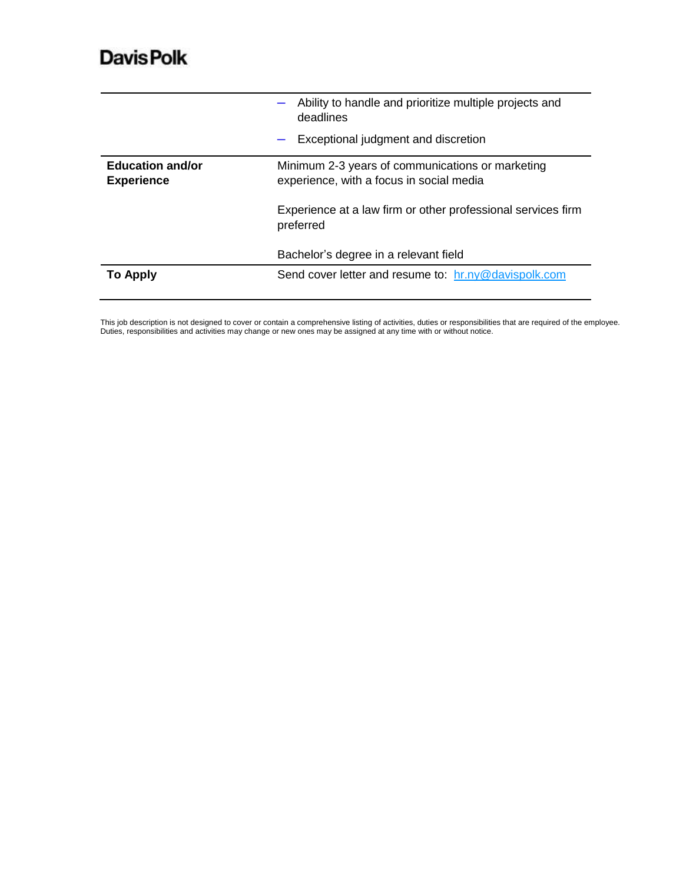| | |
|---|---|
| | – Ability to handle and prioritize multiple projects and deadlines<br>– Exceptional judgment and discretion |
| **Education and/or Experience** | Minimum 2-3 years of communications or marketing experience, with a focus in social media<br><br>Experience at a law firm or other professional services firm preferred<br><br>Bachelor's degree in a relevant field |
| **To Apply** | Send cover letter and resume to: hr.ny@davispolk.com |

This job description is not designed to cover or contain a comprehensive listing of activities, duties or responsibilities that are required of the employee. Duties, responsibilities and activities may change or new ones may be assigned at any time with or without notice.